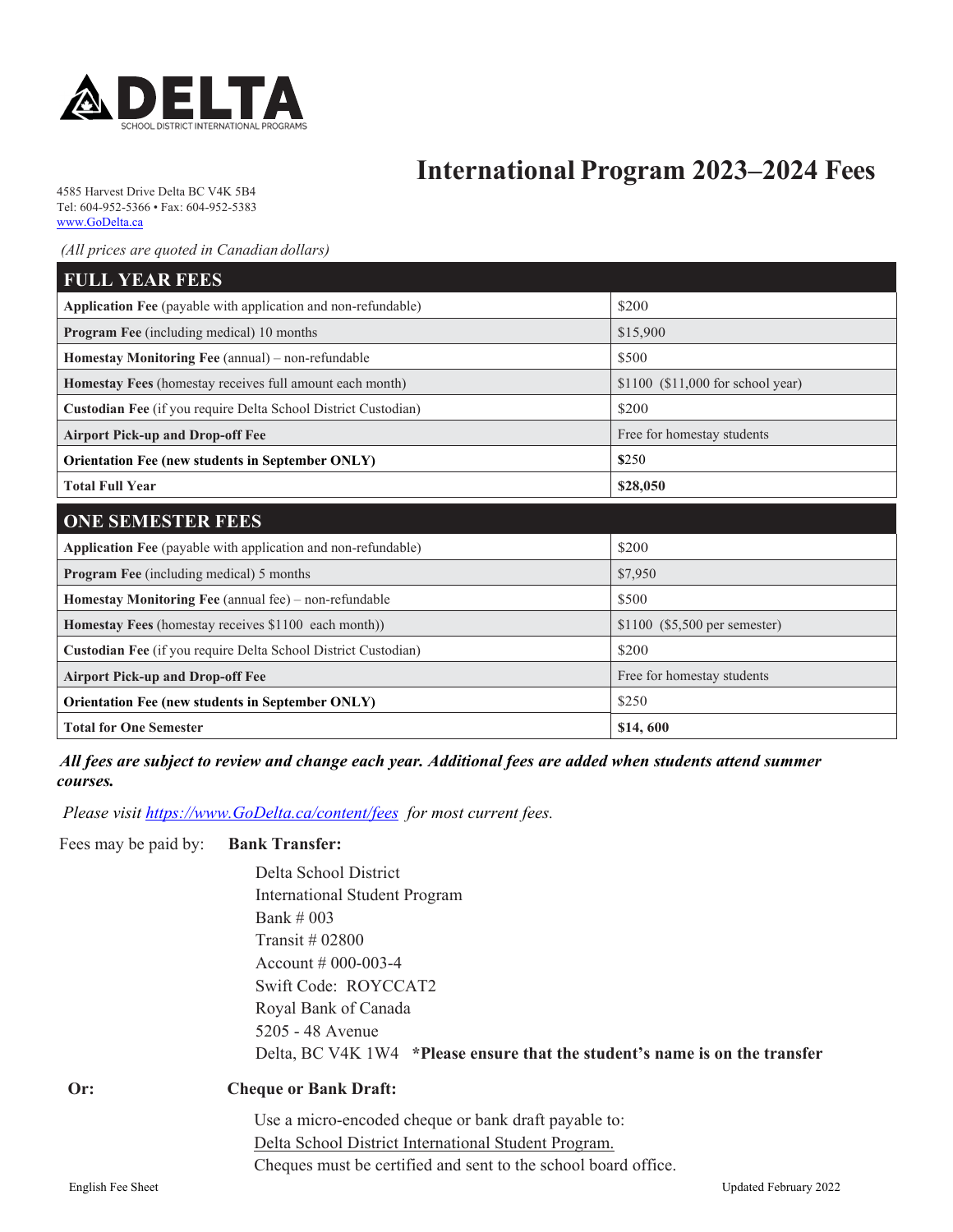DELTA
SCHOOL DISTRICT INTERNATIONAL PROGRAMS

# International Program 2023–2024 Fees

4585 Harvest Drive Delta BC V4K 5B4
Tel: 604-952-5366 • Fax: 604-952-5383
www.GoDelta.ca

*(All prices are quoted in Canadian dollars)*

| FULL YEAR FEES | |
|---|---|
| **Application Fee** (payable with application and non-refundable) | $200 |
| **Program Fee** (including medical) 10 months | $15,900 |
| **Homestay Monitoring Fee** (annual) – non-refundable | $500 |
| **Homestay Fees** (homestay receives full amount each month) | $1100 ($11,000 for school year) |
| **Custodian Fee** (if you require Delta School District Custodian) | $200 |
| **Airport Pick-up and Drop-off Fee** | Free for homestay students |
| **Orientation Fee (new students in September ONLY)** | **$**250 |
| **Total Full Year** | **$28,050** |

| ONE SEMESTER FEES | |
|---|---|
| **Application Fee** (payable with application and non-refundable) | $200 |
| **Program Fee** (including medical) 5 months | $7,950 |
| **Homestay Monitoring Fee** (annual fee) – non-refundable | $500 |
| **Homestay Fees** (homestay receives $1100 each month)) | $1100 ($5,500 per semester) |
| **Custodian Fee** (if you require Delta School District Custodian) | $200 |
| **Airport Pick-up and Drop-off Fee** | Free for homestay students |
| **Orientation Fee (new students in September ONLY)** | $250 |
| **Total for One Semester** | **$14, 600** |

***All fees are subject to review and change each year. Additional fees are added when students attend summer courses.***

*Please visit https://www.GoDelta.ca/content/fees for most current fees.*

Fees may be paid by: **Bank Transfer:**

Delta School District
International Student Program
Bank # 003
Transit # 02800
Account # 000-003-4
Swift Code: ROYCCAT2
Royal Bank of Canada
5205 - 48 Avenue
Delta, BC V4K 1W4 **\*Please ensure that the student's name is on the transfer**

**Or:** **Cheque or Bank Draft:**

Use a micro-encoded cheque or bank draft payable to:
Delta School District International Student Program.
Cheques must be certified and sent to the school board office.

English Fee Sheet Updated February 2022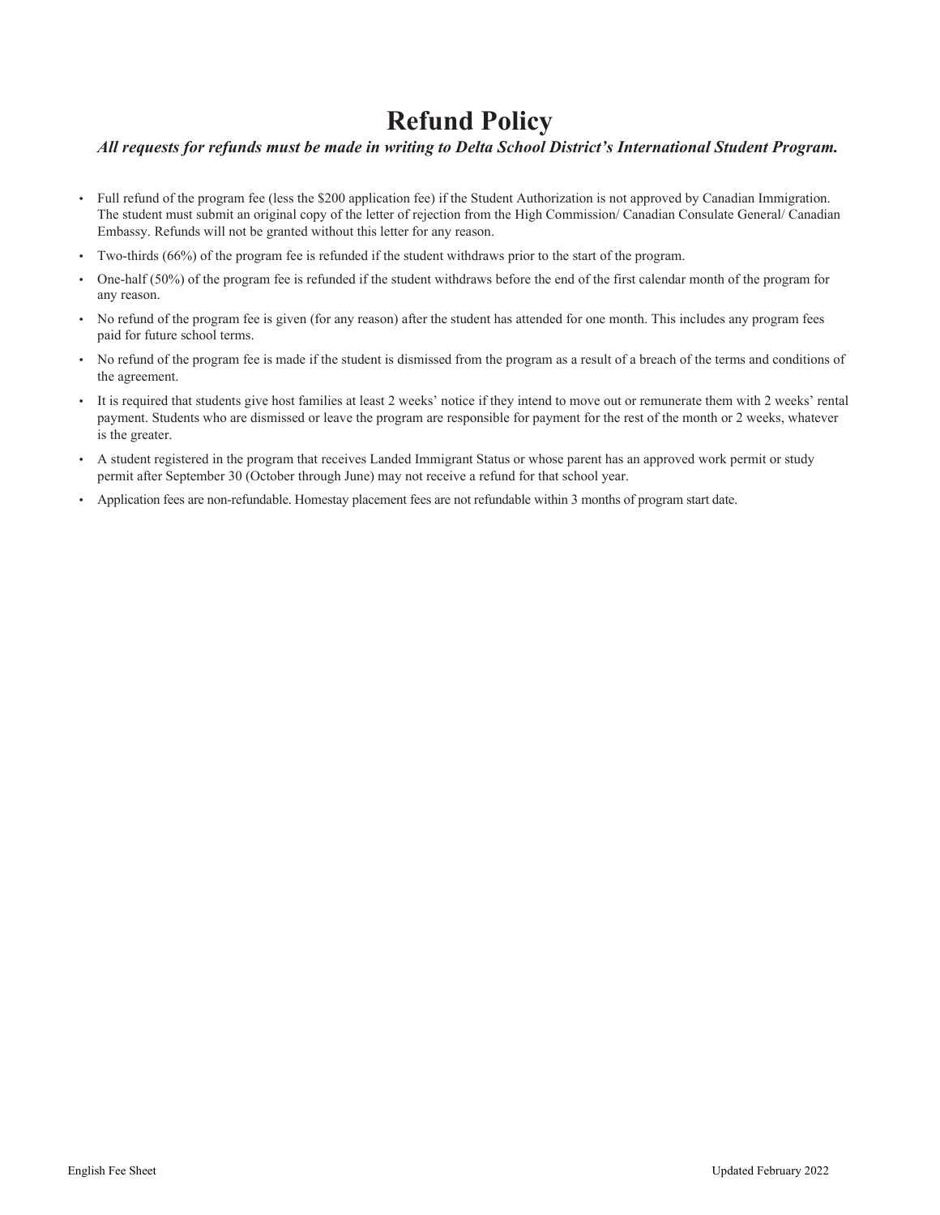# Refund Policy

***All requests for refunds must be made in writing to Delta School District's International Student Program.***

- Full refund of the program fee (less the $200 application fee) if the Student Authorization is not approved by Canadian Immigration. The student must submit an original copy of the letter of rejection from the High Commission/ Canadian Consulate General/ Canadian Embassy. Refunds will not be granted without this letter for any reason.
- Two-thirds (66%) of the program fee is refunded if the student withdraws prior to the start of the program.
- One-half (50%) of the program fee is refunded if the student withdraws before the end of the first calendar month of the program for any reason.
- No refund of the program fee is given (for any reason) after the student has attended for one month. This includes any program fees paid for future school terms.
- No refund of the program fee is made if the student is dismissed from the program as a result of a breach of the terms and conditions of the agreement.
- It is required that students give host families at least 2 weeks' notice if they intend to move out or remunerate them with 2 weeks' rental payment. Students who are dismissed or leave the program are responsible for payment for the rest of the month or 2 weeks, whatever is the greater.
- A student registered in the program that receives Landed Immigrant Status or whose parent has an approved work permit or study permit after September 30 (October through June) may not receive a refund for that school year.
- Application fees are non-refundable. Homestay placement fees are not refundable within 3 months of program start date.

English Fee Sheet

Updated February 2022